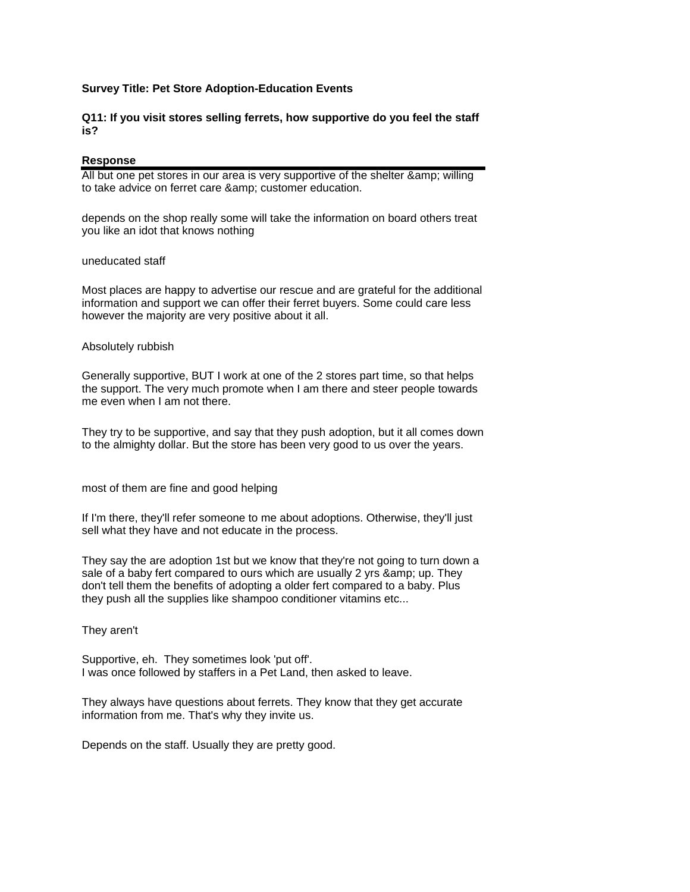**Survey Title: Pet Store Adoption-Education Events**

**Q11: If you visit stores selling ferrets, how supportive do you feel the staff is?**

**Response**

All but one pet stores in our area is very supportive of the shelter &amp; willing to take advice on ferret care &amp; customer education.

depends on the shop really some will take the information on board others treat you like an idot that knows nothing

uneducated staff

Most places are happy to advertise our rescue and are grateful for the additional information and support we can offer their ferret buyers. Some could care less however the majority are very positive about it all.

Absolutely rubbish

Generally supportive, BUT I work at one of the 2 stores part time, so that helps the support. The very much promote when I am there and steer people towards me even when I am not there.

They try to be supportive, and say that they push adoption, but it all comes down to the almighty dollar. But the store has been very good to us over the years.

most of them are fine and good helping

If I'm there, they'll refer someone to me about adoptions. Otherwise, they'll just sell what they have and not educate in the process.

They say the are adoption 1st but we know that they're not going to turn down a sale of a baby fert compared to ours which are usually 2 yrs &amp; up. They don't tell them the benefits of adopting a older fert compared to a baby. Plus they push all the supplies like shampoo conditioner vitamins etc...

They aren't

Supportive, eh. They sometimes look 'put off'.
I was once followed by staffers in a Pet Land, then asked to leave.

They always have questions about ferrets. They know that they get accurate information from me. That's why they invite us.

Depends on the staff. Usually they are pretty good.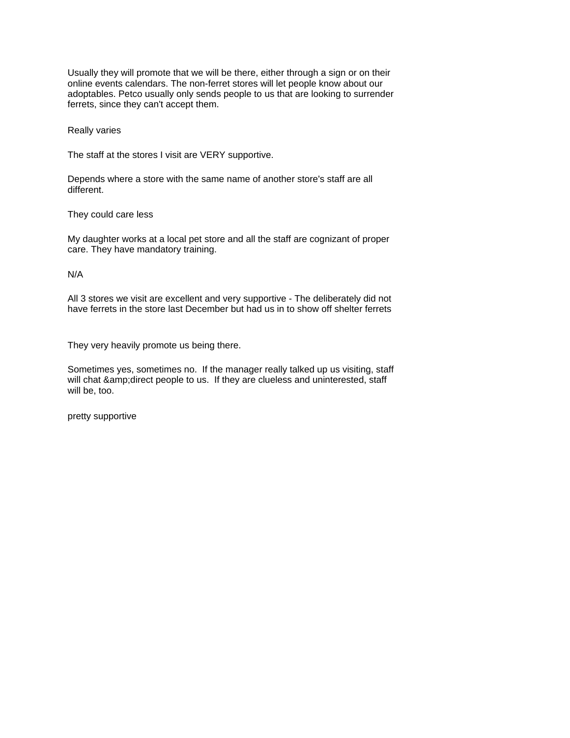Usually they will promote that we will be there, either through a sign or on their online events calendars. The non-ferret stores will let people know about our adoptables. Petco usually only sends people to us that are looking to surrender ferrets, since they can't accept them.

Really varies

The staff at the stores I visit are VERY supportive.

Depends where a store with the same name of another store's staff are all different.

They could care less

My daughter works at a local pet store and all the staff are cognizant of proper care. They have mandatory training.

N/A

All 3 stores we visit are excellent and very supportive - The deliberately did not have ferrets in the store last December but had us in to show off shelter ferrets

They very heavily promote us being there.

Sometimes yes, sometimes no. If the manager really talked up us visiting, staff will chat &amp;direct people to us. If they are clueless and uninterested, staff will be, too.

pretty supportive